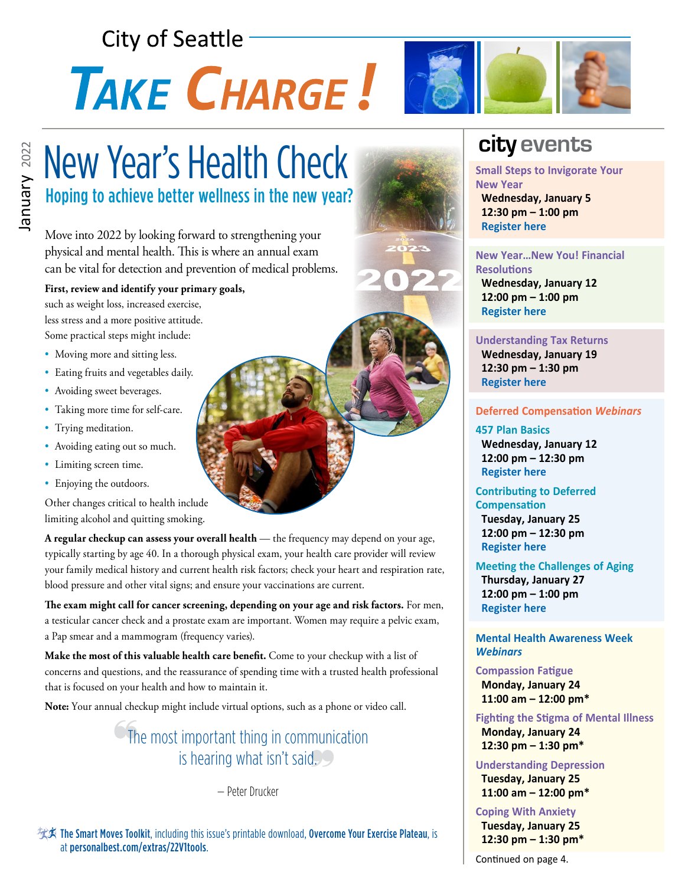City of Seattle

# TAKE CHARGE!

January 2022

## New Year's Health Check

### Hoping to achieve better wellness in the new year?

Move into 2022 by looking forward to strengthening your physical and mental health. This is where an annual exam can be vital for detection and prevention of medical problems.

**First, review and identify your primary goals,** such as weight loss, increased exercise, less stress and a more positive attitude. Some practical steps might include:

- Moving more and sitting less.
- Eating fruits and vegetables daily.
- Avoiding sweet beverages.
- Taking more time for self-care.
- Trying meditation.
- Avoiding eating out so much.
- Limiting screen time.
- Enjoying the outdoors.

Other changes critical to health include limiting alcohol and quitting smoking.

**A regular checkup can assess your overall health** — the frequency may depend on your age, typically starting by age 40. In a thorough physical exam, your health care provider will review your family medical history and current health risk factors; check your heart and respiration rate, blood pressure and other vital signs; and ensure your vaccinations are current.

**The exam might call for cancer screening, depending on your age and risk factors.** For men, a testicular cancer check and a prostate exam are important. Women may require a pelvic exam, a Pap smear and a mammogram (frequency varies).

**Make the most of this valuable health care benefit.** Come to your checkup with a list of concerns and questions, and the reassurance of spending time with a trusted health professional that is focused on your health and how to maintain it.

**Note:** Your annual checkup might include virtual options, such as a phone or video call.

> "The most important thing in communication is hearing what isn't said."
>
> — Peter Drucker

**The Smart Moves Toolkit**, including this issue's printable download, **Overcome Your Exercise Plateau**, is at **personalbest.com/extras/22V1tools**.

## city events

**Small Steps to Invigorate Your New Year**
Wednesday, January 5
12:30 pm – 1:00 pm
Register here

**New Year…New You! Financial Resolutions**
Wednesday, January 12
12:00 pm – 1:00 pm
Register here

**Understanding Tax Returns**
Wednesday, January 19
12:30 pm – 1:30 pm
Register here

### Deferred Compensation *Webinars*

**457 Plan Basics**
Wednesday, January 12
12:00 pm – 12:30 pm
Register here

**Contributing to Deferred Compensation**
Tuesday, January 25
12:00 pm – 12:30 pm
Register here

**Meeting the Challenges of Aging**
Thursday, January 27
12:00 pm – 1:00 pm
Register here

### Mental Health Awareness Week *Webinars*

**Compassion Fatigue**
Monday, January 24
11:00 am – 12:00 pm*

**Fighting the Stigma of Mental Illness**
Monday, January 24
12:30 pm – 1:30 pm*

**Understanding Depression**
Tuesday, January 25
11:00 am – 12:00 pm*

**Coping With Anxiety**
Tuesday, January 25
12:30 pm – 1:30 pm*

Continued on page 4.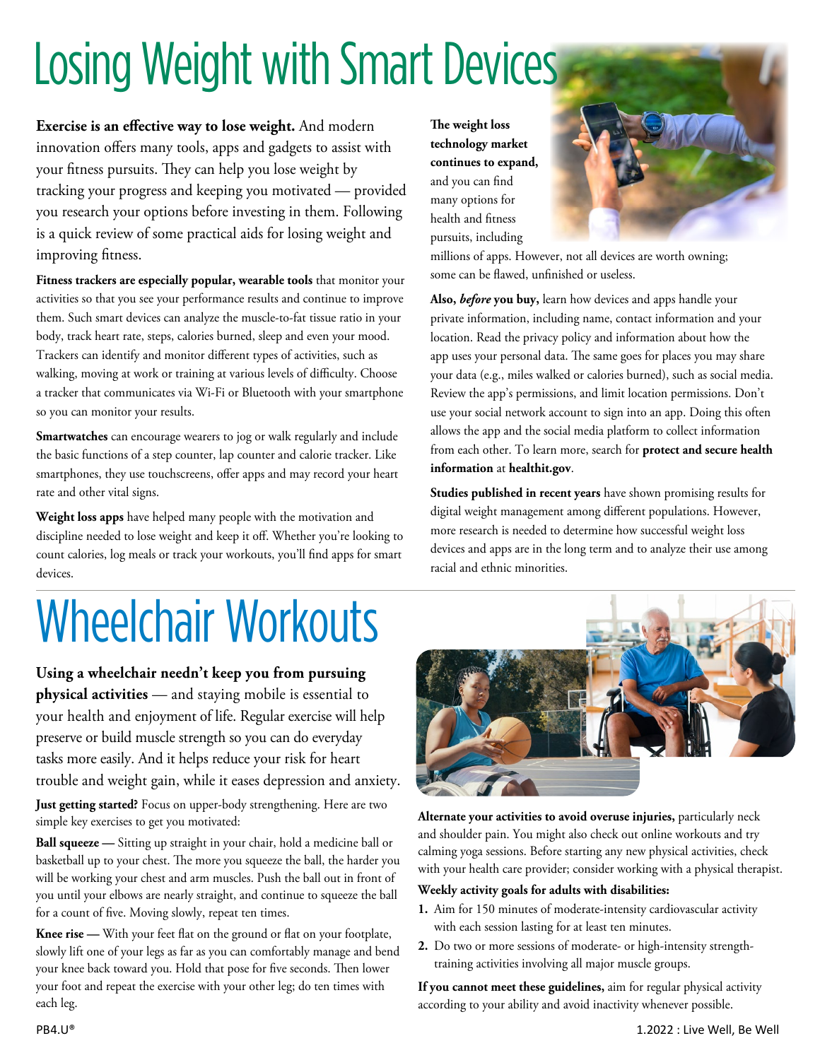# Losing Weight with Smart Devices

**Exercise is an effective way to lose weight.** And modern innovation offers many tools, apps and gadgets to assist with your fitness pursuits. They can help you lose weight by tracking your progress and keeping you motivated — provided you research your options before investing in them. Following is a quick review of some practical aids for losing weight and improving fitness.

**Fitness trackers are especially popular, wearable tools** that monitor your activities so that you see your performance results and continue to improve them. Such smart devices can analyze the muscle-to-fat tissue ratio in your body, track heart rate, steps, calories burned, sleep and even your mood. Trackers can identify and monitor different types of activities, such as walking, moving at work or training at various levels of difficulty. Choose a tracker that communicates via Wi-Fi or Bluetooth with your smartphone so you can monitor your results.

**Smartwatches** can encourage wearers to jog or walk regularly and include the basic functions of a step counter, lap counter and calorie tracker. Like smartphones, they use touchscreens, offer apps and may record your heart rate and other vital signs.

**Weight loss apps** have helped many people with the motivation and discipline needed to lose weight and keep it off. Whether you're looking to count calories, log meals or track your workouts, you'll find apps for smart devices.

**The weight loss technology market continues to expand,** and you can find many options for health and fitness pursuits, including millions of apps. However, not all devices are worth owning; some can be flawed, unfinished or useless.

**Also, *before* you buy,** learn how devices and apps handle your private information, including name, contact information and your location. Read the privacy policy and information about how the app uses your personal data. The same goes for places you may share your data (e.g., miles walked or calories burned), such as social media. Review the app's permissions, and limit location permissions. Don't use your social network account to sign into an app. Doing this often allows the app and the social media platform to collect information from each other. To learn more, search for **protect and secure health information** at **healthit.gov**.

**Studies published in recent years** have shown promising results for digital weight management among different populations. However, more research is needed to determine how successful weight loss devices and apps are in the long term and to analyze their use among racial and ethnic minorities.

# Wheelchair Workouts

**Using a wheelchair needn't keep you from pursuing physical activities** — and staying mobile is essential to your health and enjoyment of life. Regular exercise will help preserve or build muscle strength so you can do everyday tasks more easily. And it helps reduce your risk for heart trouble and weight gain, while it eases depression and anxiety.

**Just getting started?** Focus on upper-body strengthening. Here are two simple key exercises to get you motivated:

**Ball squeeze —** Sitting up straight in your chair, hold a medicine ball or basketball up to your chest. The more you squeeze the ball, the harder you will be working your chest and arm muscles. Push the ball out in front of you until your elbows are nearly straight, and continue to squeeze the ball for a count of five. Moving slowly, repeat ten times.

**Knee rise —** With your feet flat on the ground or flat on your footplate, slowly lift one of your legs as far as you can comfortably manage and bend your knee back toward you. Hold that pose for five seconds. Then lower your foot and repeat the exercise with your other leg; do ten times with each leg.

**Alternate your activities to avoid overuse injuries,** particularly neck and shoulder pain. You might also check out online workouts and try calming yoga sessions. Before starting any new physical activities, check with your health care provider; consider working with a physical therapist.

**Weekly activity goals for adults with disabilities:**

1. Aim for 150 minutes of moderate-intensity cardiovascular activity with each session lasting for at least ten minutes.
2. Do two or more sessions of moderate- or high-intensity strength-training activities involving all major muscle groups.

**If you cannot meet these guidelines,** aim for regular physical activity according to your ability and avoid inactivity whenever possible.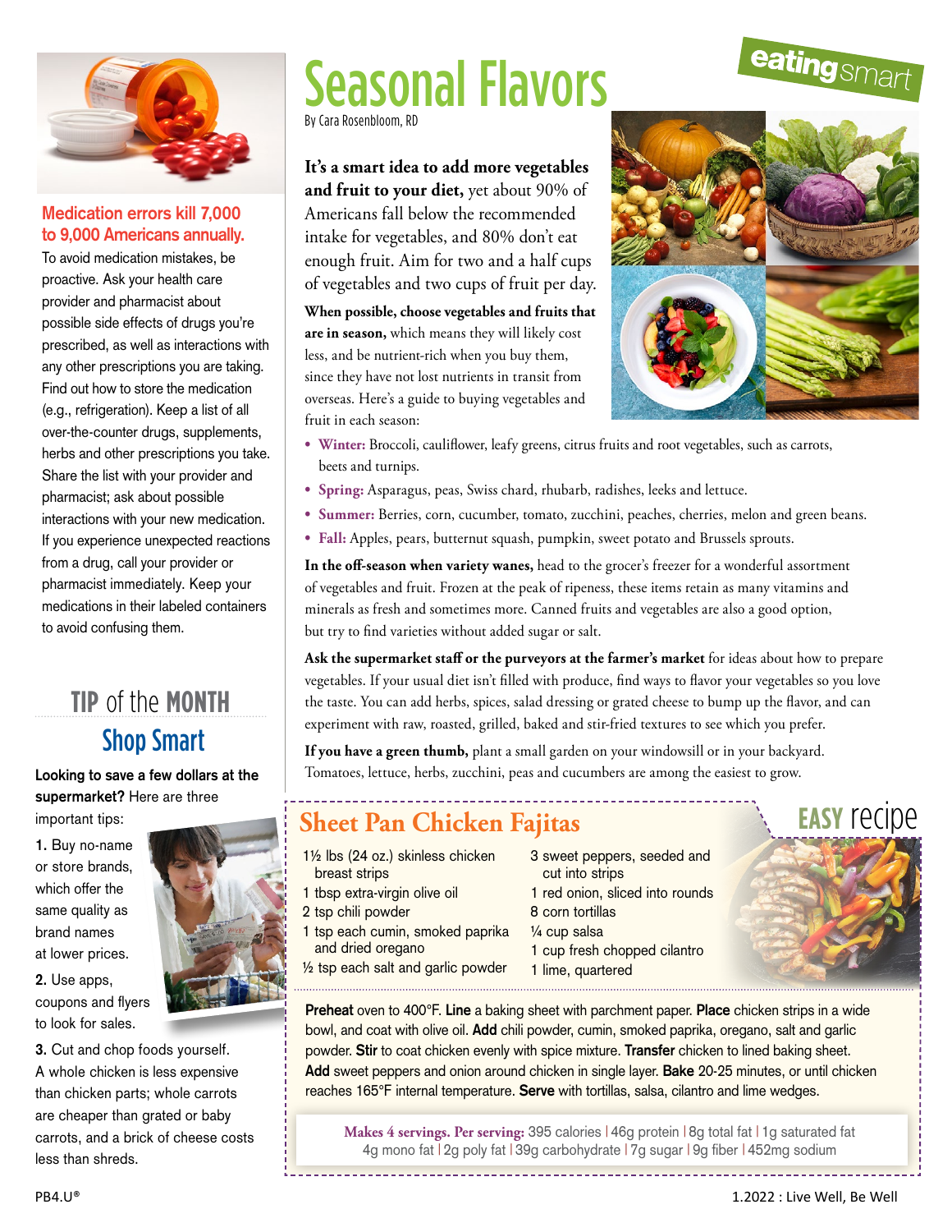**Medication errors kill 7,000 to 9,000 Americans annually.**

To avoid medication mistakes, be proactive. Ask your health care provider and pharmacist about possible side effects of drugs you're prescribed, as well as interactions with any other prescriptions you are taking. Find out how to store the medication (e.g., refrigeration). Keep a list of all over-the-counter drugs, supplements, herbs and other prescriptions you take. Share the list with your provider and pharmacist; ask about possible interactions with your new medication. If you experience unexpected reactions from a drug, call your provider or pharmacist immediately. Keep your medications in their labeled containers to avoid confusing them.

## TIP of the MONTH

### Shop Smart

**Looking to save a few dollars at the supermarket?** Here are three important tips:

**1.** Buy no-name or store brands, which offer the same quality as brand names at lower prices.

**2.** Use apps, coupons and flyers to look for sales.

**3.** Cut and chop foods yourself. A whole chicken is less expensive than chicken parts; whole carrots are cheaper than grated or baby carrots, and a brick of cheese costs less than shreds.

eating smart

# Seasonal Flavors

By Cara Rosenbloom, RD

**It's a smart idea to add more vegetables and fruit to your diet,** yet about 90% of Americans fall below the recommended intake for vegetables, and 80% don't eat enough fruit. Aim for two and a half cups of vegetables and two cups of fruit per day.

**When possible, choose vegetables and fruits that are in season,** which means they will likely cost less, and be nutrient-rich when you buy them, since they have not lost nutrients in transit from overseas. Here's a guide to buying vegetables and fruit in each season:

- **Winter:** Broccoli, cauliflower, leafy greens, citrus fruits and root vegetables, such as carrots, beets and turnips.
- **Spring:** Asparagus, peas, Swiss chard, rhubarb, radishes, leeks and lettuce.
- **Summer:** Berries, corn, cucumber, tomato, zucchini, peaches, cherries, melon and green beans.
- **Fall:** Apples, pears, butternut squash, pumpkin, sweet potato and Brussels sprouts.

**In the off-season when variety wanes,** head to the grocer's freezer for a wonderful assortment of vegetables and fruit. Frozen at the peak of ripeness, these items retain as many vitamins and minerals as fresh and sometimes more. Canned fruits and vegetables are also a good option, but try to find varieties without added sugar or salt.

**Ask the supermarket staff or the purveyors at the farmer's market** for ideas about how to prepare vegetables. If your usual diet isn't filled with produce, find ways to flavor your vegetables so you love the taste. You can add herbs, spices, salad dressing or grated cheese to bump up the flavor, and can experiment with raw, roasted, grilled, baked and stir-fried textures to see which you prefer.

**If you have a green thumb,** plant a small garden on your windowsill or in your backyard. Tomatoes, lettuce, herbs, zucchini, peas and cucumbers are among the easiest to grow.

## Sheet Pan Chicken Fajitas

EASY recipe

- 1½ lbs (24 oz.) skinless chicken breast strips
- 1 tbsp extra-virgin olive oil
- 2 tsp chili powder
- 1 tsp each cumin, smoked paprika and dried oregano
- ½ tsp each salt and garlic powder
- 3 sweet peppers, seeded and cut into strips
- 1 red onion, sliced into rounds
- 8 corn tortillas
- ¼ cup salsa
- 1 cup fresh chopped cilantro
- 1 lime, quartered

**Preheat** oven to 400°F. **Line** a baking sheet with parchment paper. **Place** chicken strips in a wide bowl, and coat with olive oil. **Add** chili powder, cumin, smoked paprika, oregano, salt and garlic powder. **Stir** to coat chicken evenly with spice mixture. **Transfer** chicken to lined baking sheet. **Add** sweet peppers and onion around chicken in single layer. **Bake** 20-25 minutes, or until chicken reaches 165°F internal temperature. **Serve** with tortillas, salsa, cilantro and lime wedges.

**Makes 4 servings. Per serving:** 395 calories | 46g protein | 8g total fat | 1g saturated fat | 4g mono fat | 2g poly fat | 39g carbohydrate | 7g sugar | 9g fiber | 452mg sodium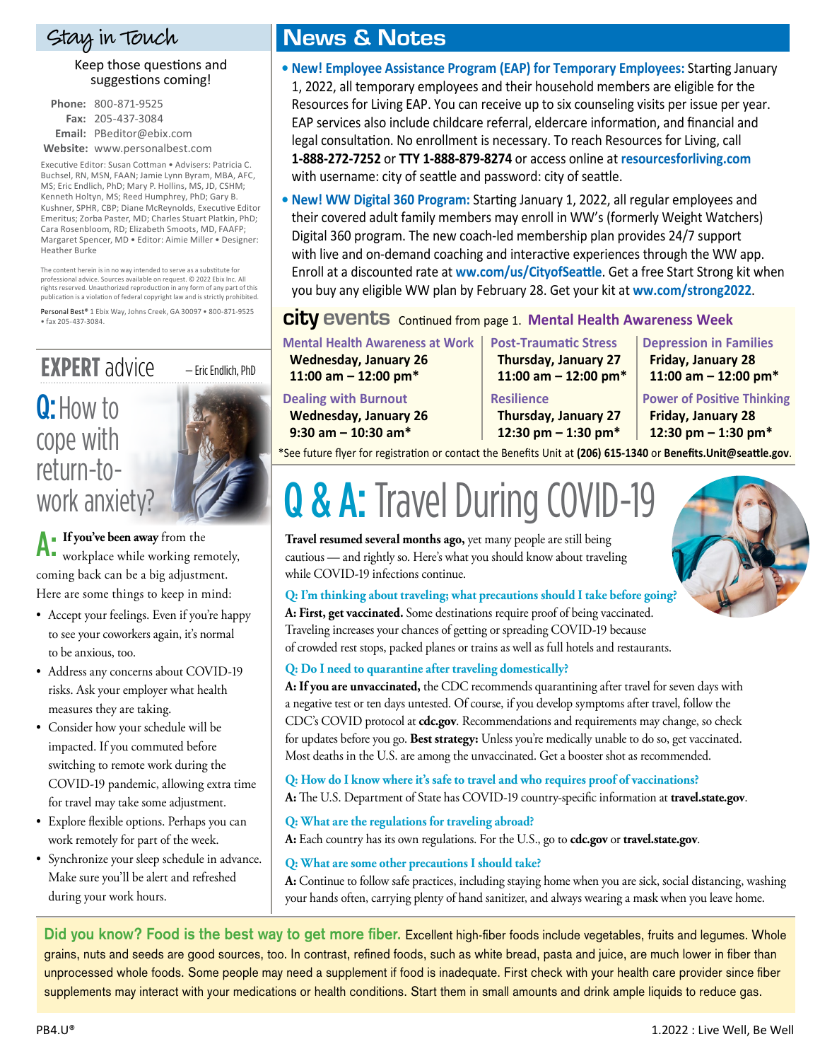## Stay in Touch

Keep those questions and suggestions coming!

**Phone:** 800-871-9525
**Fax:** 205-437-3084
**Email:** PBeditor@ebix.com
**Website:** www.personalbest.com

Executive Editor: Susan Cottman • Advisers: Patricia C. Buchsel, RN, MSN, FAAN; Jamie Lynn Byram, MBA, AFC, MS; Eric Endlich, PhD; Mary P. Hollins, MS, JD, CSHM; Kenneth Holtyn, MS; Reed Humphrey, PhD; Gary B. Kushner, SPHR, CBP; Diane McReynolds, Executive Editor Emeritus; Zorba Paster, MD; Charles Stuart Platkin, PhD; Cara Rosenbloom, RD; Elizabeth Smoots, MD, FAAFP; Margaret Spencer, MD • Editor: Aimie Miller • Designer: Heather Burke

The content herein is in no way intended to serve as a substitute for professional advice. Sources available on request. © 2022 Ebix Inc. All rights reserved. Unauthorized reproduction in any form of any part of this publication is a violation of federal copyright law and is strictly prohibited.

Personal Best® 1 Ebix Way, Johns Creek, GA 30097 • 800-871-9525 • fax 205-437-3084.

## EXPERT advice

– Eric Endlich, PhD

### Q: How to cope with return-to-work anxiety?

**A: If you've been away** from the workplace while working remotely, coming back can be a big adjustment. Here are some things to keep in mind:

- Accept your feelings. Even if you're happy to see your coworkers again, it's normal to be anxious, too.
- Address any concerns about COVID-19 risks. Ask your employer what health measures they are taking.
- Consider how your schedule will be impacted. If you commuted before switching to remote work during the COVID-19 pandemic, allowing extra time for travel may take some adjustment.
- Explore flexible options. Perhaps you can work remotely for part of the week.
- Synchronize your sleep schedule in advance. Make sure you'll be alert and refreshed during your work hours.

## News & Notes

- **New! Employee Assistance Program (EAP) for Temporary Employees:** Starting January 1, 2022, all temporary employees and their household members are eligible for the Resources for Living EAP. You can receive up to six counseling visits per issue per year. EAP services also include childcare referral, eldercare information, and financial and legal consultation. No enrollment is necessary. To reach Resources for Living, call **1-888-272-7252** or **TTY 1-888-879-8274** or access online at **resourcesforliving.com** with username: city of seattle and password: city of seattle.
- **New! WW Digital 360 Program:** Starting January 1, 2022, all regular employees and their covered adult family members may enroll in WW's (formerly Weight Watchers) Digital 360 program. The new coach-led membership plan provides 24/7 support with live and on-demand coaching and interactive experiences through the WW app. Enroll at a discounted rate at **ww.com/us/CityofSeattle**. Get a free Start Strong kit when you buy any eligible WW plan by February 28. Get your kit at **ww.com/strong2022**.

## city events

Continued from page 1. **Mental Health Awareness Week**

| | | |
|---|---|---|
| **Mental Health Awareness at Work**<br>Wednesday, January 26<br>11:00 am – 12:00 pm* | **Post-Traumatic Stress**<br>Thursday, January 27<br>11:00 am – 12:00 pm* | **Depression in Families**<br>Friday, January 28<br>11:00 am – 12:00 pm* |
| **Dealing with Burnout**<br>Wednesday, January 26<br>9:30 am – 10:30 am* | **Resilience**<br>Thursday, January 27<br>12:30 pm – 1:30 pm* | **Power of Positive Thinking**<br>Friday, January 28<br>12:30 pm – 1:30 pm* |

*See future flyer for registration or contact the Benefits Unit at **(206) 615-1340** or **Benefits.Unit@seattle.gov**.

## Q & A: Travel During COVID-19

**Travel resumed several months ago,** yet many people are still being cautious — and rightly so. Here's what you should know about traveling while COVID-19 infections continue.

**Q: I'm thinking about traveling; what precautions should I take before going?**
**A: First, get vaccinated.** Some destinations require proof of being vaccinated. Traveling increases your chances of getting or spreading COVID-19 because of crowded rest stops, packed planes or trains as well as full hotels and restaurants.

**Q: Do I need to quarantine after traveling domestically?**
**A: If you are unvaccinated,** the CDC recommends quarantining after travel for seven days with a negative test or ten days untested. Of course, if you develop symptoms after travel, follow the CDC's COVID protocol at **cdc.gov**. Recommendations and requirements may change, so check for updates before you go. **Best strategy:** Unless you're medically unable to do so, get vaccinated. Most deaths in the U.S. are among the unvaccinated. Get a booster shot as recommended.

**Q: How do I know where it's safe to travel and who requires proof of vaccinations?**
**A:** The U.S. Department of State has COVID-19 country-specific information at **travel.state.gov**.

**Q: What are the regulations for traveling abroad?**
**A:** Each country has its own regulations. For the U.S., go to **cdc.gov** or **travel.state.gov**.

**Q: What are some other precautions I should take?**
**A:** Continue to follow safe practices, including staying home when you are sick, social distancing, washing your hands often, carrying plenty of hand sanitizer, and always wearing a mask when you leave home.

**Did you know? Food is the best way to get more fiber.** Excellent high-fiber foods include vegetables, fruits and legumes. Whole grains, nuts and seeds are good sources, too. In contrast, refined foods, such as white bread, pasta and juice, are much lower in fiber than unprocessed whole foods. Some people may need a supplement if food is inadequate. First check with your health care provider since fiber supplements may interact with your medications or health conditions. Start them in small amounts and drink ample liquids to reduce gas.